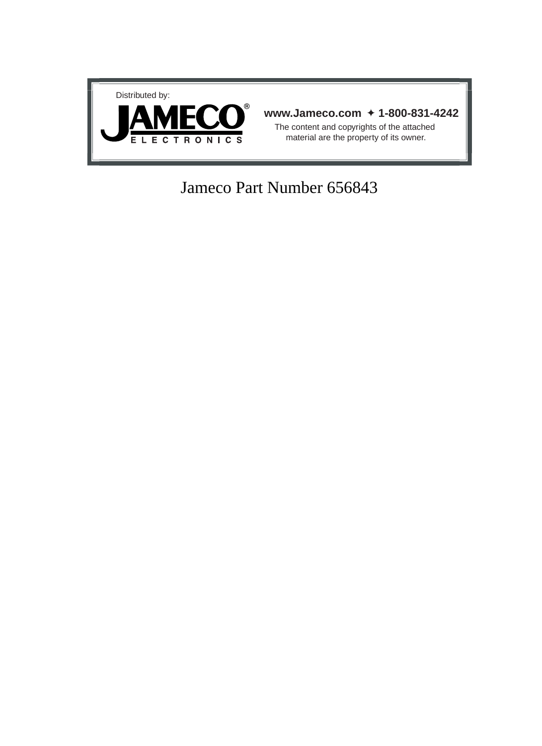Distributed by:

**JAMECO®**
**ELECTRONICS**

**www.Jameco.com ✦ 1-800-831-4242**

The content and copyrights of the attached material are the property of its owner.

Jameco Part Number 656843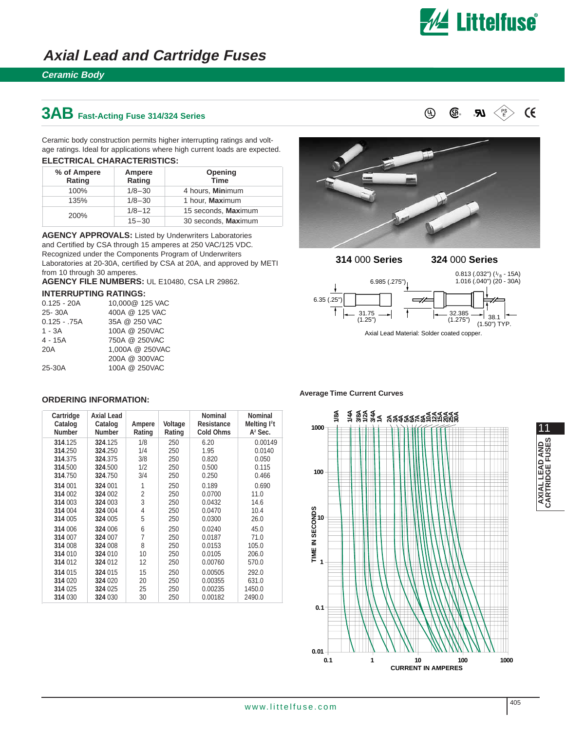# Axial Lead and Cartridge Fuses

## Ceramic Body

## 3AB Fast-Acting Fuse 314/324 Series

Ceramic body construction permits higher interrupting ratings and voltage ratings. Ideal for applications where high current loads are expected.

### ELECTRICAL CHARACTERISTICS:

| % of Ampere Rating | Ampere Rating | Opening Time |
|---|---|---|
| 100% | 1/8–30 | 4 hours, **Min**imum |
| 135% | 1/8–30 | 1 hour, **Max**imum |
| 200% | 1/8–12 | 15 seconds, **Max**imum |
| | 15–30 | 30 seconds, **Max**imum |

**AGENCY APPROVALS:** Listed by Underwriters Laboratories and Certified by CSA through 15 amperes at 250 VAC/125 VDC. Recognized under the Components Program of Underwriters Laboratories at 20-30A, certified by CSA at 20A, and approved by METI from 10 through 30 amperes.

**AGENCY FILE NUMBERS:** UL E10480, CSA LR 29862.

### INTERRUPTING RATINGS:

| | |
|---|---|
| 0.125 - 20A | 10,000@ 125 VAC |
| 25- 30A | 400A @ 125 VAC |
| 0.125 - .75A | 35A @ 250 VAC |
| 1 - 3A | 100A @ 250VAC |
| 4 - 15A | 750A @ 250VAC |
| 20A | 1,000A @ 250VAC |
| | 200A @ 300VAC |
| 25-30A | 100A @ 250VAC |

**314 000 Series** **324 000 Series**

6.35 (.25") — 31.75 (1.25") — 6.985 (.275") — 0.813 (.032") ($^1/_8$ - 15A) 1.016 (.040") (20 - 30A) — 32.385 (1.275") — 38.1 (1.50") TYP.

Axial Lead Material: Solder coated copper.

### ORDERING INFORMATION:

| Cartridge Catalog Number | Axial Lead Catalog Number | Ampere Rating | Voltage Rating | Nominal Resistance Cold Ohms | Nominal Melting I²t A² Sec. |
|---|---|---|---|---|---|
| **314**.125 | **324**.125 | 1/8 | 250 | 6.20 | 0.00149 |
| **314**.250 | **324**.250 | 1/4 | 250 | 1.95 | 0.0140 |
| **314**.375 | **324**.375 | 3/8 | 250 | 0.820 | 0.050 |
| **314**.500 | **324**.500 | 1/2 | 250 | 0.500 | 0.115 |
| **314**.750 | **324**.750 | 3/4 | 250 | 0.250 | 0.466 |
| **314** 001 | **324** 001 | 1 | 250 | 0.189 | 0.690 |
| **314** 002 | **324** 002 | 2 | 250 | 0.0700 | 11.0 |
| **314** 003 | **324** 003 | 3 | 250 | 0.0432 | 14.6 |
| **314** 004 | **324** 004 | 4 | 250 | 0.0470 | 10.4 |
| **314** 005 | **324** 005 | 5 | 250 | 0.0300 | 26.0 |
| **314** 006 | **324** 006 | 6 | 250 | 0.0240 | 45.0 |
| **314** 007 | **324** 007 | 7 | 250 | 0.0187 | 71.0 |
| **314** 008 | **324** 008 | 8 | 250 | 0.0153 | 105.0 |
| **314** 010 | **324** 010 | 10 | 250 | 0.0105 | 206.0 |
| **314** 012 | **324** 012 | 12 | 250 | 0.00760 | 570.0 |
| **314** 015 | **324** 015 | 15 | 250 | 0.00505 | 292.0 |
| **314** 020 | **324** 020 | 20 | 250 | 0.00355 | 631.0 |
| **314** 025 | **324** 025 | 25 | 250 | 0.00235 | 1450.0 |
| **314** 030 | **324** 030 | 30 | 250 | 0.00182 | 2490.0 |

**Average Time Current Curves**

(Curves: 1/8A, 1/4A, 3/8A, 1/2A, 3/4A, 1A, 2A, 3A, 4A, 5A, 6A, 7A, 8A, 10A, 12A, 15A, 20A, 25A, 30A; Y axis: TIME IN SECONDS 0.01–1000; X axis: CURRENT IN AMPERES 0.1–1000)

11 AXIAL LEAD AND CARTRIDGE FUSES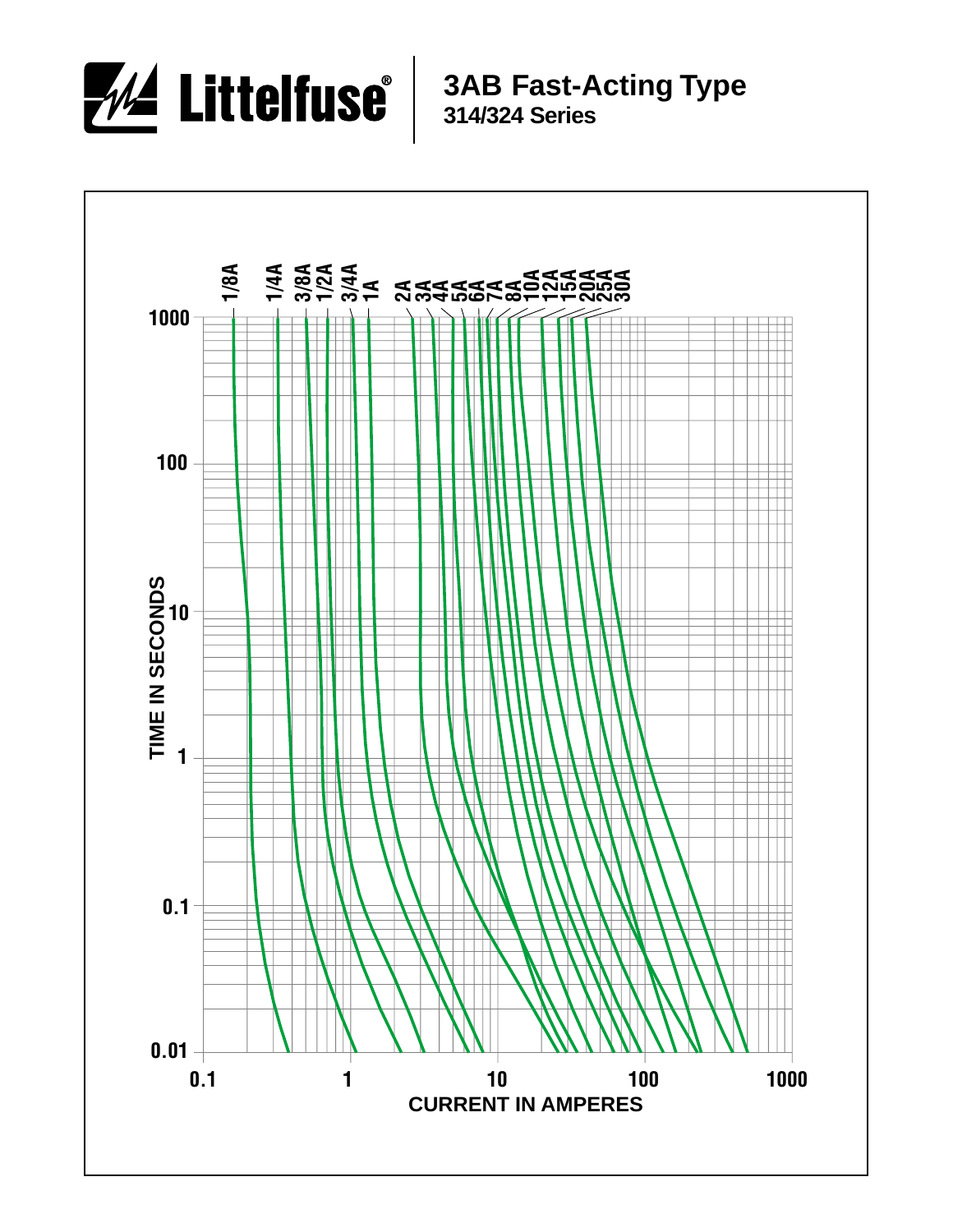# 3AB Fast-Acting Type

## 314/324 Series

1/8A
1/4A
3/8A
1/2A
3/4A
1A
2A
3A
4A
5A
6A
7A
8A
10A
12A
15A
20A
25A
30A

TIME IN SECONDS

1000
100
10
1
0.1
0.01

0.1
1
10
100
1000

CURRENT IN AMPERES